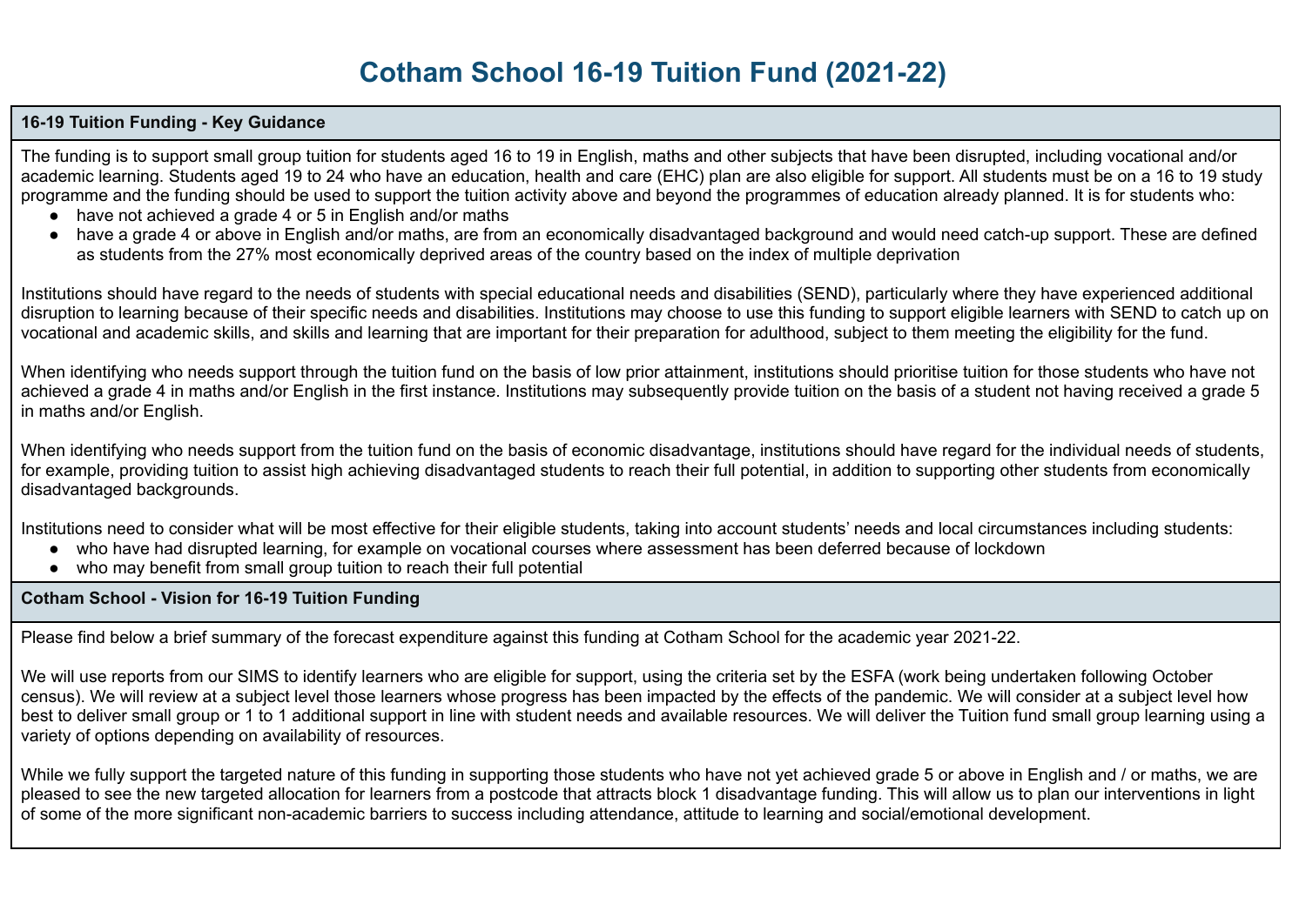# Cotham School 16-19 Tuition Fund (2021-22)

## 16-19 Tuition Funding - Key Guidance

The funding is to support small group tuition for students aged 16 to 19 in English, maths and other subjects that have been disrupted, including vocational and/or academic learning. Students aged 19 to 24 who have an education, health and care (EHC) plan are also eligible for support. All students must be on a 16 to 19 study programme and the funding should be used to support the tuition activity above and beyond the programmes of education already planned. It is for students who:

- have not achieved a grade 4 or 5 in English and/or maths
- have a grade 4 or above in English and/or maths, are from an economically disadvantaged background and would need catch-up support. These are defined as students from the 27% most economically deprived areas of the country based on the index of multiple deprivation

Institutions should have regard to the needs of students with special educational needs and disabilities (SEND), particularly where they have experienced additional disruption to learning because of their specific needs and disabilities. Institutions may choose to use this funding to support eligible learners with SEND to catch up on vocational and academic skills, and skills and learning that are important for their preparation for adulthood, subject to them meeting the eligibility for the fund.

When identifying who needs support through the tuition fund on the basis of low prior attainment, institutions should prioritise tuition for those students who have not achieved a grade 4 in maths and/or English in the first instance. Institutions may subsequently provide tuition on the basis of a student not having received a grade 5 in maths and/or English.

When identifying who needs support from the tuition fund on the basis of economic disadvantage, institutions should have regard for the individual needs of students, for example, providing tuition to assist high achieving disadvantaged students to reach their full potential, in addition to supporting other students from economically disadvantaged backgrounds.

Institutions need to consider what will be most effective for their eligible students, taking into account students' needs and local circumstances including students:

- who have had disrupted learning, for example on vocational courses where assessment has been deferred because of lockdown
- who may benefit from small group tuition to reach their full potential

## Cotham School - Vision for 16-19 Tuition Funding

Please find below a brief summary of the forecast expenditure against this funding at Cotham School for the academic year 2021-22.

We will use reports from our SIMS to identify learners who are eligible for support, using the criteria set by the ESFA (work being undertaken following October census). We will review at a subject level those learners whose progress has been impacted by the effects of the pandemic. We will consider at a subject level how best to deliver small group or 1 to 1 additional support in line with student needs and available resources. We will deliver the Tuition fund small group learning using a variety of options depending on availability of resources.

While we fully support the targeted nature of this funding in supporting those students who have not yet achieved grade 5 or above in English and / or maths, we are pleased to see the new targeted allocation for learners from a postcode that attracts block 1 disadvantage funding. This will allow us to plan our interventions in light of some of the more significant non-academic barriers to success including attendance, attitude to learning and social/emotional development.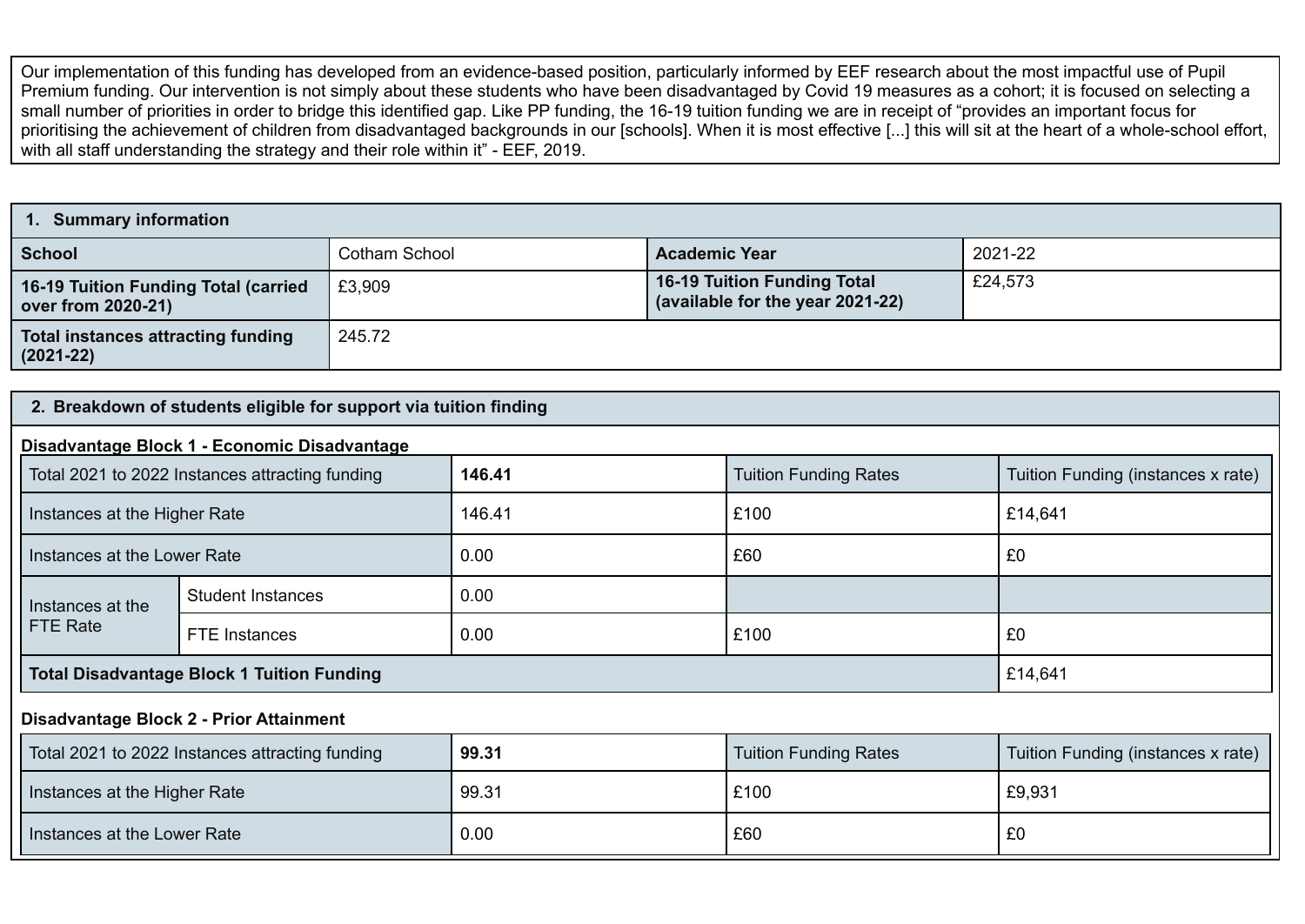Our implementation of this funding has developed from an evidence-based position, particularly informed by EEF research about the most impactful use of Pupil Premium funding. Our intervention is not simply about these students who have been disadvantaged by Covid 19 measures as a cohort; it is focused on selecting a small number of priorities in order to bridge this identified gap. Like PP funding, the 16-19 tuition funding we are in receipt of "provides an important focus for prioritising the achievement of children from disadvantaged backgrounds in our [schools]. When it is most effective [...] this will sit at the heart of a whole-school effort, with all staff understanding the strategy and their role within it" - EEF, 2019.

## 1. Summary information

| **School** | Cotham School | **Academic Year** | 2021-22 |
|---|---|---|---|
| **16-19 Tuition Funding Total (carried over from 2020-21)** | £3,909 | **16-19 Tuition Funding Total (available for the year 2021-22)** | £24,573 |
| **Total instances attracting funding (2021-22)** | 245.72 | | |

## 2. Breakdown of students eligible for support via tuition finding

**Disadvantage Block 1 - Economic Disadvantage**

| Total 2021 to 2022 Instances attracting funding | | **146.41** | Tuition Funding Rates | Tuition Funding (instances x rate) |
|---|---|---|---|---|
| Instances at the Higher Rate | | 146.41 | £100 | £14,641 |
| Instances at the Lower Rate | | 0.00 | £60 | £0 |
| Instances at the FTE Rate | Student Instances | 0.00 | | |
| | FTE Instances | 0.00 | £100 | £0 |
| **Total Disadvantage Block 1 Tuition Funding** | | | | £14,641 |

**Disadvantage Block 2 - Prior Attainment**

| Total 2021 to 2022 Instances attracting funding | **99.31** | Tuition Funding Rates | Tuition Funding (instances x rate) |
|---|---|---|---|
| Instances at the Higher Rate | 99.31 | £100 | £9,931 |
| Instances at the Lower Rate | 0.00 | £60 | £0 |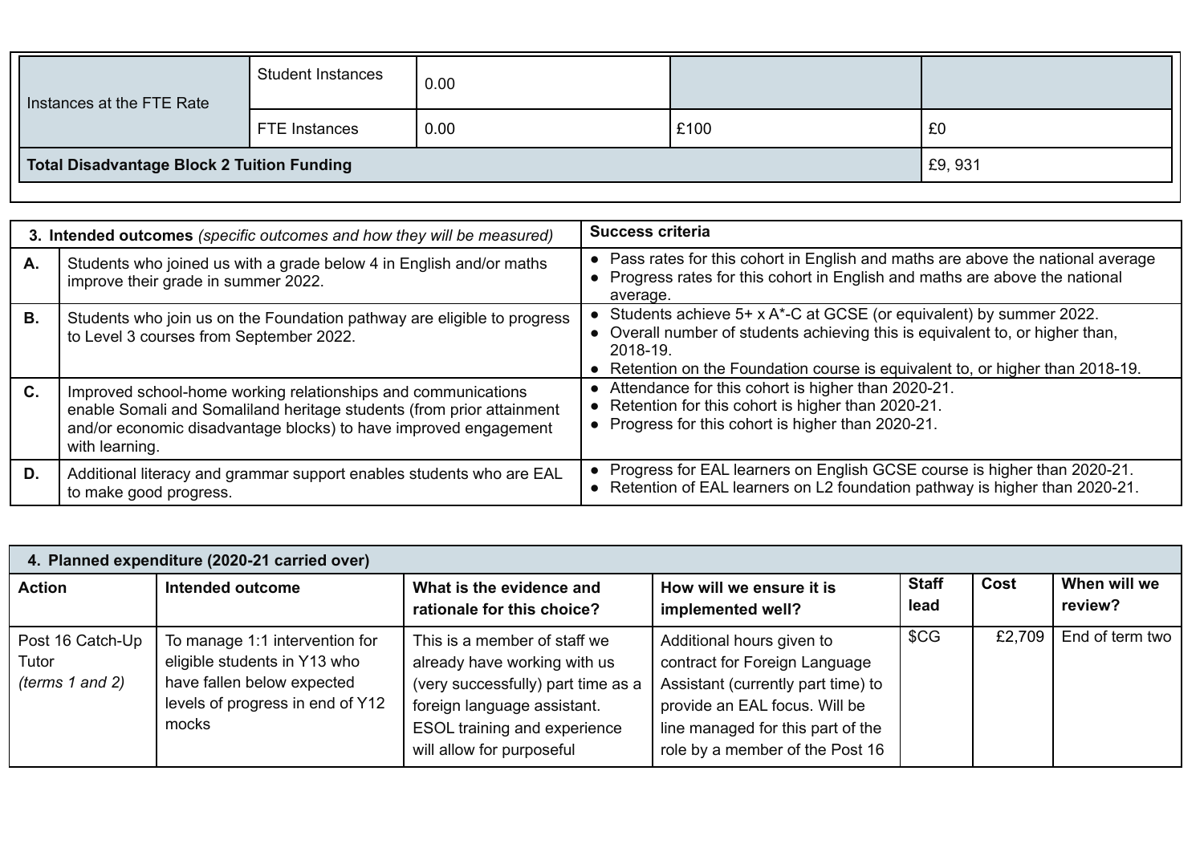| Instances at the FTE Rate | Student Instances | 0.00 | | |
|---|---|---|---|---|
| | FTE Instances | 0.00 | £100 | £0 |
| **Total Disadvantage Block 2 Tuition Funding** | | | | £9, 931 |

| | 3. Intended outcomes *(specific outcomes and how they will be measured)* | Success criteria |
|---|---|---|
| **A.** | Students who joined us with a grade below 4 in English and/or maths improve their grade in summer 2022. | • Pass rates for this cohort in English and maths are above the national average<br>• Progress rates for this cohort in English and maths are above the national average. |
| **B.** | Students who join us on the Foundation pathway are eligible to progress to Level 3 courses from September 2022. | • Students achieve 5+ x A*-C at GCSE (or equivalent) by summer 2022.<br>• Overall number of students achieving this is equivalent to, or higher than, 2018-19.<br>• Retention on the Foundation course is equivalent to, or higher than 2018-19. |
| **C.** | Improved school-home working relationships and communications enable Somali and Somaliland heritage students (from prior attainment and/or economic disadvantage blocks) to have improved engagement with learning. | • Attendance for this cohort is higher than 2020-21.<br>• Retention for this cohort is higher than 2020-21.<br>• Progress for this cohort is higher than 2020-21. |
| **D.** | Additional literacy and grammar support enables students who are EAL to make good progress. | • Progress for EAL learners on English GCSE course is higher than 2020-21.<br>• Retention of EAL learners on L2 foundation pathway is higher than 2020-21. |

| **4. Planned expenditure (2020-21 carried over)** | | | | | | |
|---|---|---|---|---|---|---|
| **Action** | **Intended outcome** | **What is the evidence and rationale for this choice?** | **How will we ensure it is implemented well?** | **Staff lead** | **Cost** | **When will we review?** |
| Post 16 Catch-Up Tutor *(terms 1 and 2)* | To manage 1:1 intervention for eligible students in Y13 who have fallen below expected levels of progress in end of Y12 mocks | This is a member of staff we already have working with us (very successfully) part time as a foreign language assistant. ESOL training and experience will allow for purposeful | Additional hours given to contract for Foreign Language Assistant (currently part time) to provide an EAL focus. Will be line managed for this part of the role by a member of the Post 16 | $CG | £2,709 | End of term two |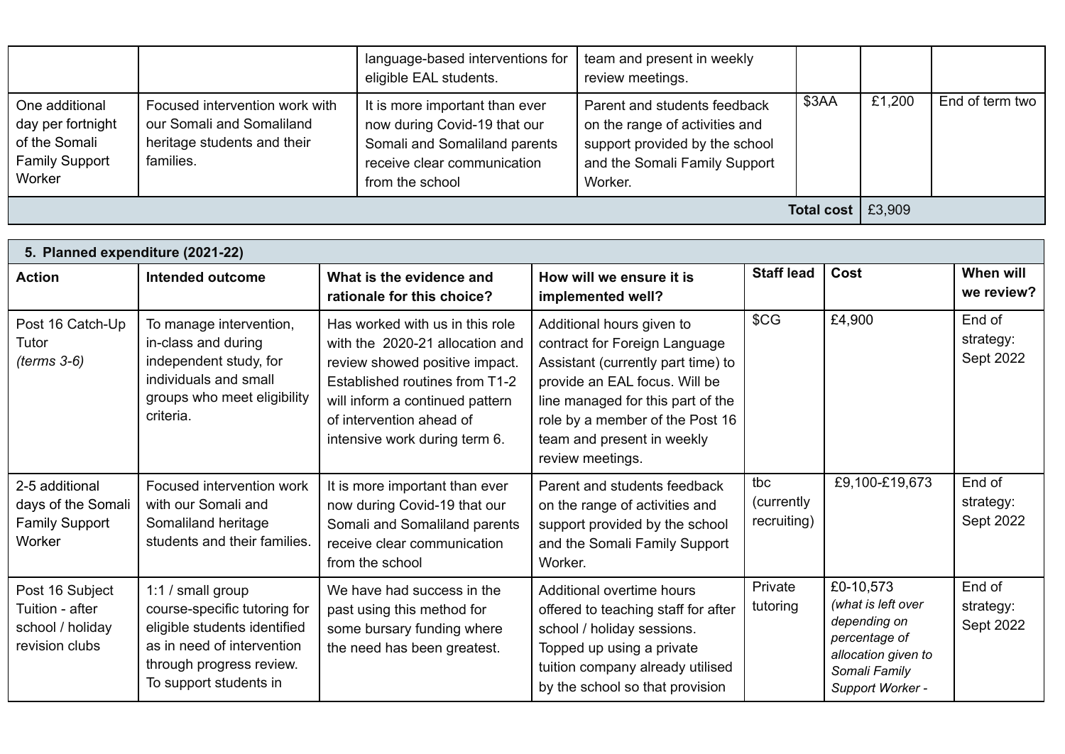|  |  | language-based interventions for eligible EAL students. | team and present in weekly review meetings. |  |  |  |
|---|---|---|---|---|---|---|
| One additional day per fortnight of the Somali Family Support Worker | Focused intervention work with our Somali and Somaliland heritage students and their families. | It is more important than ever now during Covid-19 that our Somali and Somaliland parents receive clear communication from the school | Parent and students feedback on the range of activities and support provided by the school and the Somali Family Support Worker. | $3AA | £1,200 | End of term two |
|  |  |  |  | **Total cost** | £3,909 |  |

| **5. Planned expenditure (2021-22)** |  |  |  |  |  |  |
|---|---|---|---|---|---|---|
| **Action** | **Intended outcome** | **What is the evidence and rationale for this choice?** | **How will we ensure it is implemented well?** | **Staff lead** | **Cost** | **When will we review?** |
| Post 16 Catch-Up Tutor *(terms 3-6)* | To manage intervention, in-class and during independent study, for individuals and small groups who meet eligibility criteria. | Has worked with us in this role with the 2020-21 allocation and review showed positive impact. Established routines from T1-2 will inform a continued pattern of intervention ahead of intensive work during term 6. | Additional hours given to contract for Foreign Language Assistant (currently part time) to provide an EAL focus. Will be line managed for this part of the role by a member of the Post 16 team and present in weekly review meetings. | $CG | £4,900 | End of strategy: Sept 2022 |
| 2-5 additional days of the Somali Family Support Worker | Focused intervention work with our Somali and Somaliland heritage students and their families. | It is more important than ever now during Covid-19 that our Somali and Somaliland parents receive clear communication from the school | Parent and students feedback on the range of activities and support provided by the school and the Somali Family Support Worker. | tbc (currently recruiting) | £9,100-£19,673 | End of strategy: Sept 2022 |
| Post 16 Subject Tuition - after school / holiday revision clubs | 1:1 / small group course-specific tutoring for eligible students identified as in need of intervention through progress review. To support students in | We have had success in the past using this method for some bursary funding where the need has been greatest. | Additional overtime hours offered to teaching staff for after school / holiday sessions. Topped up using a private tuition company already utilised by the school so that provision | Private tutoring | £0-10,573 *(what is left over depending on percentage of allocation given to Somali Family Support Worker -* | End of strategy: Sept 2022 |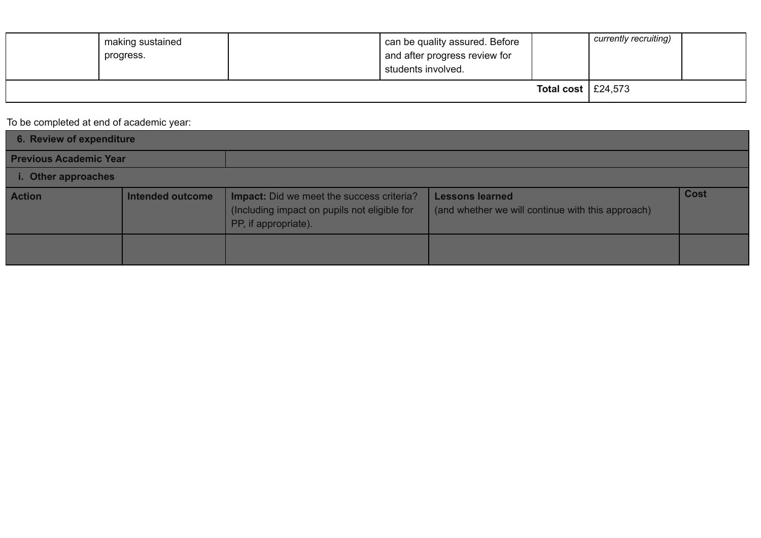| | | | | | | |
|---|---|---|---|---|---|---|
| | making sustained progress. | | can be quality assured. Before and after progress review for students involved. | | *currently recruiting)* | |
| | | | | | **Total cost** | £24,573 |

To be completed at end of academic year:

| **6. Review of expenditure** | | | | |
|---|---|---|---|---|
| **Previous Academic Year** | | | | |
| **i. Other approaches** | | | | |
| **Action** | **Intended outcome** | **Impact:** Did we meet the success criteria? (Including impact on pupils not eligible for PP, if appropriate). | **Lessons learned** (and whether we will continue with this approach) | **Cost** |
| | | | | |